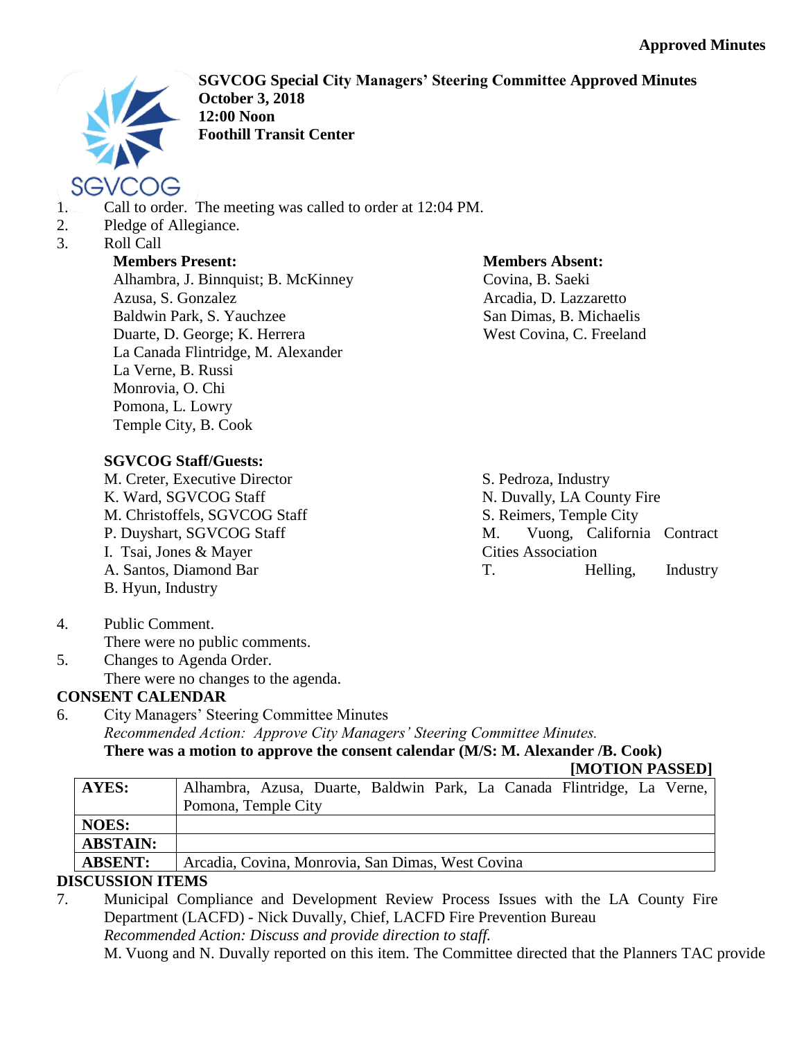**Approved Minutes**

**SGVCOG Special City Managers' Steering Committee Approved Minutes**
**October 3, 2018**
**12:00 Noon**
**Foothill Transit Center**

1. Call to order. The meeting was called to order at 12:04 PM.
2. Pledge of Allegiance.
3. Roll Call

**Members Present:**
Alhambra, J. Binnquist; B. McKinney
Azusa, S. Gonzalez
Baldwin Park, S. Yauchzee
Duarte, D. George; K. Herrera
La Canada Flintridge, M. Alexander
La Verne, B. Russi
Monrovia, O. Chi
Pomona, L. Lowry
Temple City, B. Cook

**Members Absent:**
Covina, B. Saeki
Arcadia, D. Lazzaretto
San Dimas, B. Michaelis
West Covina, C. Freeland

**SGVCOG Staff/Guests:**
M. Creter, Executive Director
K. Ward, SGVCOG Staff
M. Christoffels, SGVCOG Staff
P. Duyshart, SGVCOG Staff
I. Tsai, Jones & Mayer
A. Santos, Diamond Bar
B. Hyun, Industry
S. Pedroza, Industry
N. Duvally, LA County Fire
S. Reimers, Temple City
M. Vuong, California Contract Cities Association
T. Helling, Industry

4. Public Comment.
   There were no public comments.
5. Changes to Agenda Order.
   There were no changes to the agenda.

**CONSENT CALENDAR**

6. City Managers' Steering Committee Minutes
   *Recommended Action: Approve City Managers' Steering Committee Minutes.*
   **There was a motion to approve the consent calendar (M/S: M. Alexander /B. Cook)**
   **[MOTION PASSED]**

| **AYES:** | Alhambra, Azusa, Duarte, Baldwin Park, La Canada Flintridge, La Verne, Pomona, Temple City |
|---|---|
| **NOES:** | |
| **ABSTAIN:** | |
| **ABSENT:** | Arcadia, Covina, Monrovia, San Dimas, West Covina |

**DISCUSSION ITEMS**

7. Municipal Compliance and Development Review Process Issues with the LA County Fire Department (LACFD) - Nick Duvally, Chief, LACFD Fire Prevention Bureau
   *Recommended Action: Discuss and provide direction to staff.*
   M. Vuong and N. Duvally reported on this item. The Committee directed that the Planners TAC provide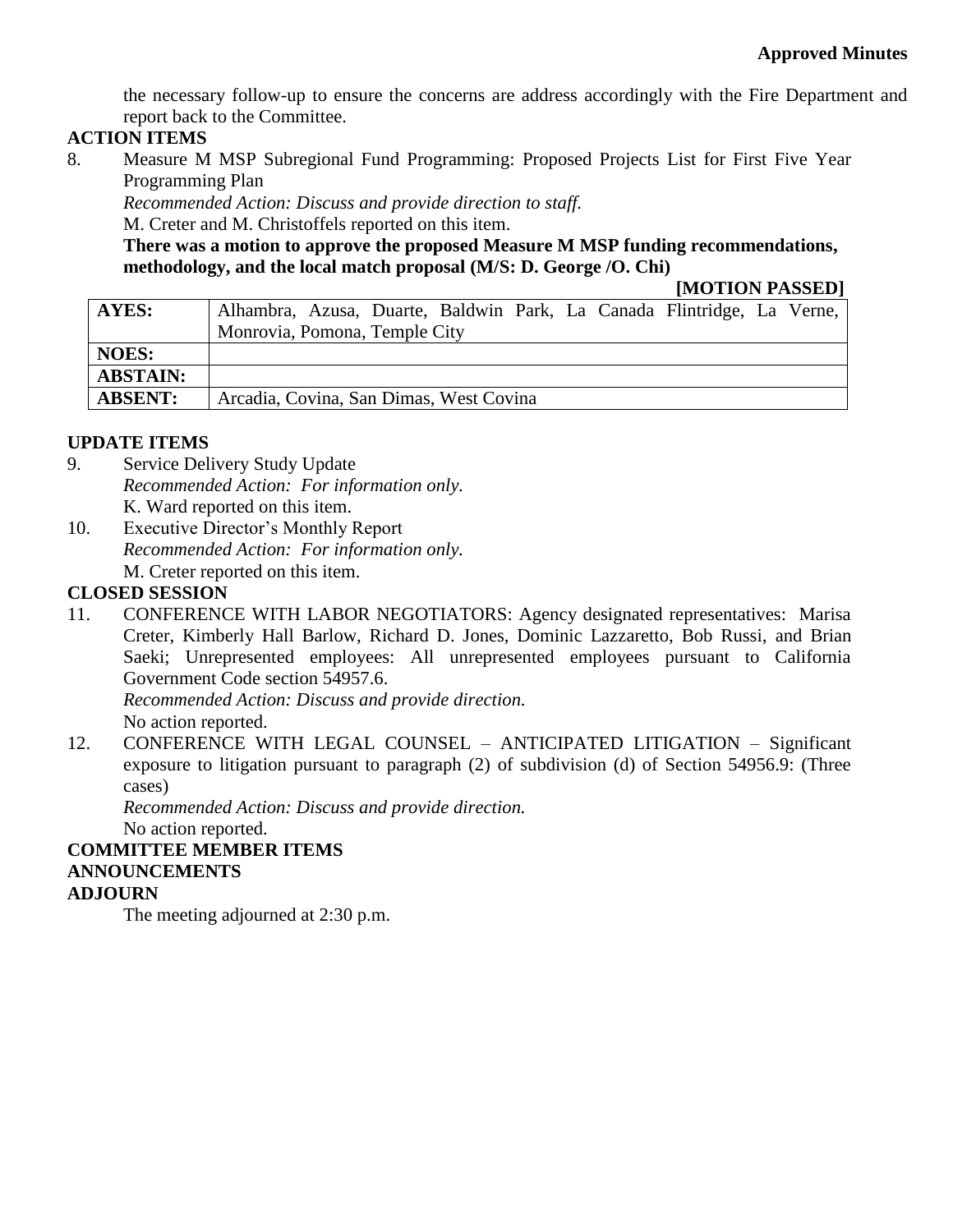the necessary follow-up to ensure the concerns are address accordingly with the Fire Department and report back to the Committee.

**ACTION ITEMS**

8. Measure M MSP Subregional Fund Programming: Proposed Projects List for First Five Year Programming Plan
*Recommended Action: Discuss and provide direction to staff.*
M. Creter and M. Christoffels reported on this item.
**There was a motion to approve the proposed Measure M MSP funding recommendations, methodology, and the local match proposal (M/S: D. George /O. Chi)**
**[MOTION PASSED]**

| | |
|---|---|
| **AYES:** | Alhambra, Azusa, Duarte, Baldwin Park, La Canada Flintridge, La Verne, Monrovia, Pomona, Temple City |
| **NOES:** | |
| **ABSTAIN:** | |
| **ABSENT:** | Arcadia, Covina, San Dimas, West Covina |

**UPDATE ITEMS**

9. Service Delivery Study Update
*Recommended Action: For information only.*
K. Ward reported on this item.
10. Executive Director's Monthly Report
*Recommended Action: For information only.*
M. Creter reported on this item.

**CLOSED SESSION**

11. CONFERENCE WITH LABOR NEGOTIATORS: Agency designated representatives: Marisa Creter, Kimberly Hall Barlow, Richard D. Jones, Dominic Lazzaretto, Bob Russi, and Brian Saeki; Unrepresented employees: All unrepresented employees pursuant to California Government Code section 54957.6.
*Recommended Action: Discuss and provide direction.*
No action reported.
12. CONFERENCE WITH LEGAL COUNSEL – ANTICIPATED LITIGATION – Significant exposure to litigation pursuant to paragraph (2) of subdivision (d) of Section 54956.9: (Three cases)
*Recommended Action: Discuss and provide direction.*
No action reported.

**COMMITTEE MEMBER ITEMS**

**ANNOUNCEMENTS**

**ADJOURN**

The meeting adjourned at 2:30 p.m.